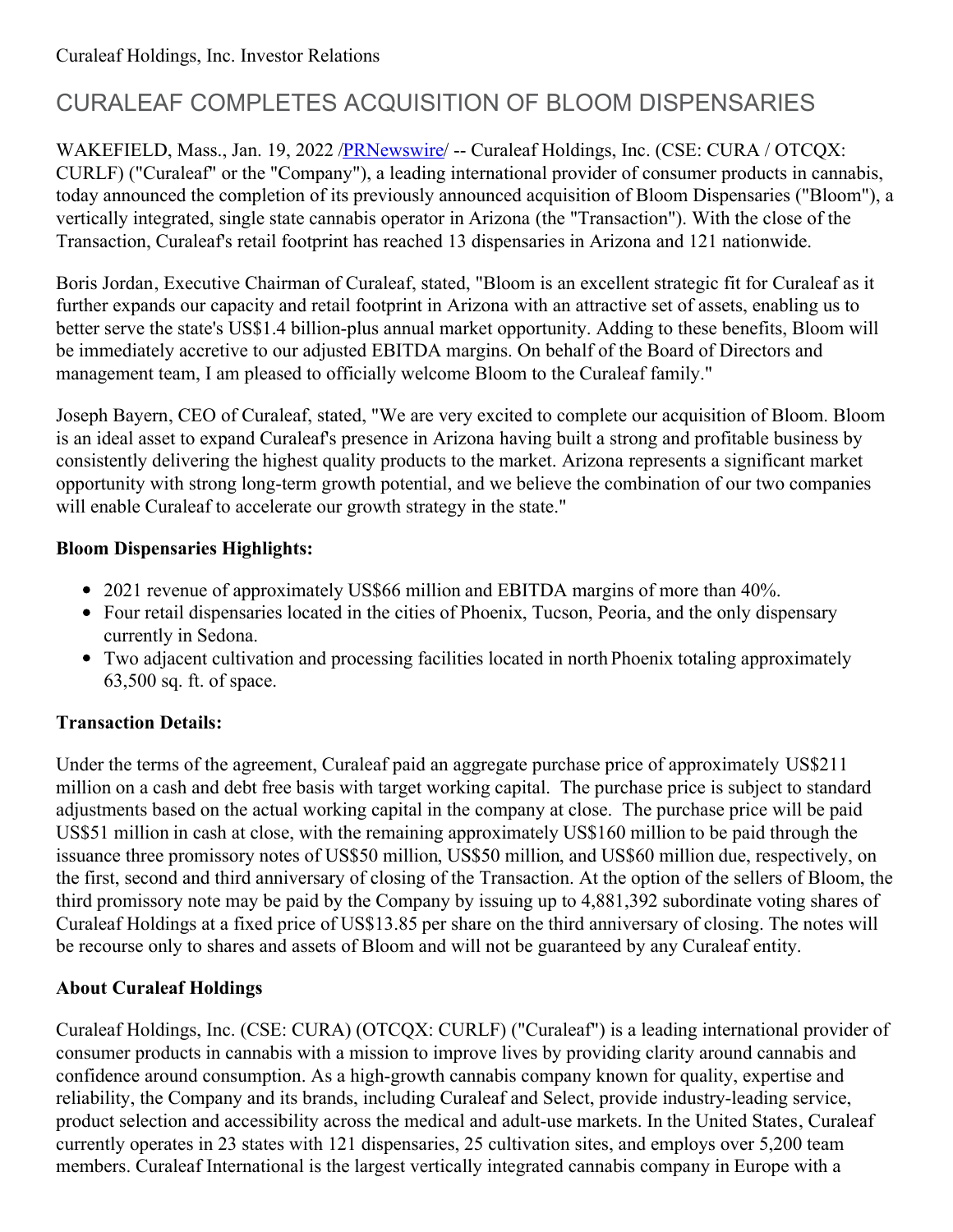Curaleaf Holdings, Inc. Investor Relations

# CURALEAF COMPLETES ACQUISITION OF BLOOM DISPENSARIES

WAKEFIELD, Mass., Jan. 19, 2022 /PRNewswire/ -- Curaleaf Holdings, Inc. (CSE: CURA / OTCQX: CURLF) ("Curaleaf" or the "Company"), a leading international provider of consumer products in cannabis, today announced the completion of its previously announced acquisition of Bloom Dispensaries ("Bloom"), a vertically integrated, single state cannabis operator in Arizona (the "Transaction"). With the close of the Transaction, Curaleaf's retail footprint has reached 13 dispensaries in Arizona and 121 nationwide.

Boris Jordan, Executive Chairman of Curaleaf, stated, "Bloom is an excellent strategic fit for Curaleaf as it further expands our capacity and retail footprint in Arizona with an attractive set of assets, enabling us to better serve the state's US$1.4 billion-plus annual market opportunity. Adding to these benefits, Bloom will be immediately accretive to our adjusted EBITDA margins. On behalf of the Board of Directors and management team, I am pleased to officially welcome Bloom to the Curaleaf family."

Joseph Bayern, CEO of Curaleaf, stated, "We are very excited to complete our acquisition of Bloom. Bloom is an ideal asset to expand Curaleaf's presence in Arizona having built a strong and profitable business by consistently delivering the highest quality products to the market. Arizona represents a significant market opportunity with strong long-term growth potential, and we believe the combination of our two companies will enable Curaleaf to accelerate our growth strategy in the state."

**Bloom Dispensaries Highlights:**

- 2021 revenue of approximately US$66 million and EBITDA margins of more than 40%.
- Four retail dispensaries located in the cities of Phoenix, Tucson, Peoria, and the only dispensary currently in Sedona.
- Two adjacent cultivation and processing facilities located in north Phoenix totaling approximately 63,500 sq. ft. of space.

**Transaction Details:**

Under the terms of the agreement, Curaleaf paid an aggregate purchase price of approximately US$211 million on a cash and debt free basis with target working capital. The purchase price is subject to standard adjustments based on the actual working capital in the company at close. The purchase price will be paid US$51 million in cash at close, with the remaining approximately US$160 million to be paid through the issuance three promissory notes of US$50 million, US$50 million, and US$60 million due, respectively, on the first, second and third anniversary of closing of the Transaction. At the option of the sellers of Bloom, the third promissory note may be paid by the Company by issuing up to 4,881,392 subordinate voting shares of Curaleaf Holdings at a fixed price of US$13.85 per share on the third anniversary of closing. The notes will be recourse only to shares and assets of Bloom and will not be guaranteed by any Curaleaf entity.

**About Curaleaf Holdings**

Curaleaf Holdings, Inc. (CSE: CURA) (OTCQX: CURLF) ("Curaleaf") is a leading international provider of consumer products in cannabis with a mission to improve lives by providing clarity around cannabis and confidence around consumption. As a high-growth cannabis company known for quality, expertise and reliability, the Company and its brands, including Curaleaf and Select, provide industry-leading service, product selection and accessibility across the medical and adult-use markets. In the United States, Curaleaf currently operates in 23 states with 121 dispensaries, 25 cultivation sites, and employs over 5,200 team members. Curaleaf International is the largest vertically integrated cannabis company in Europe with a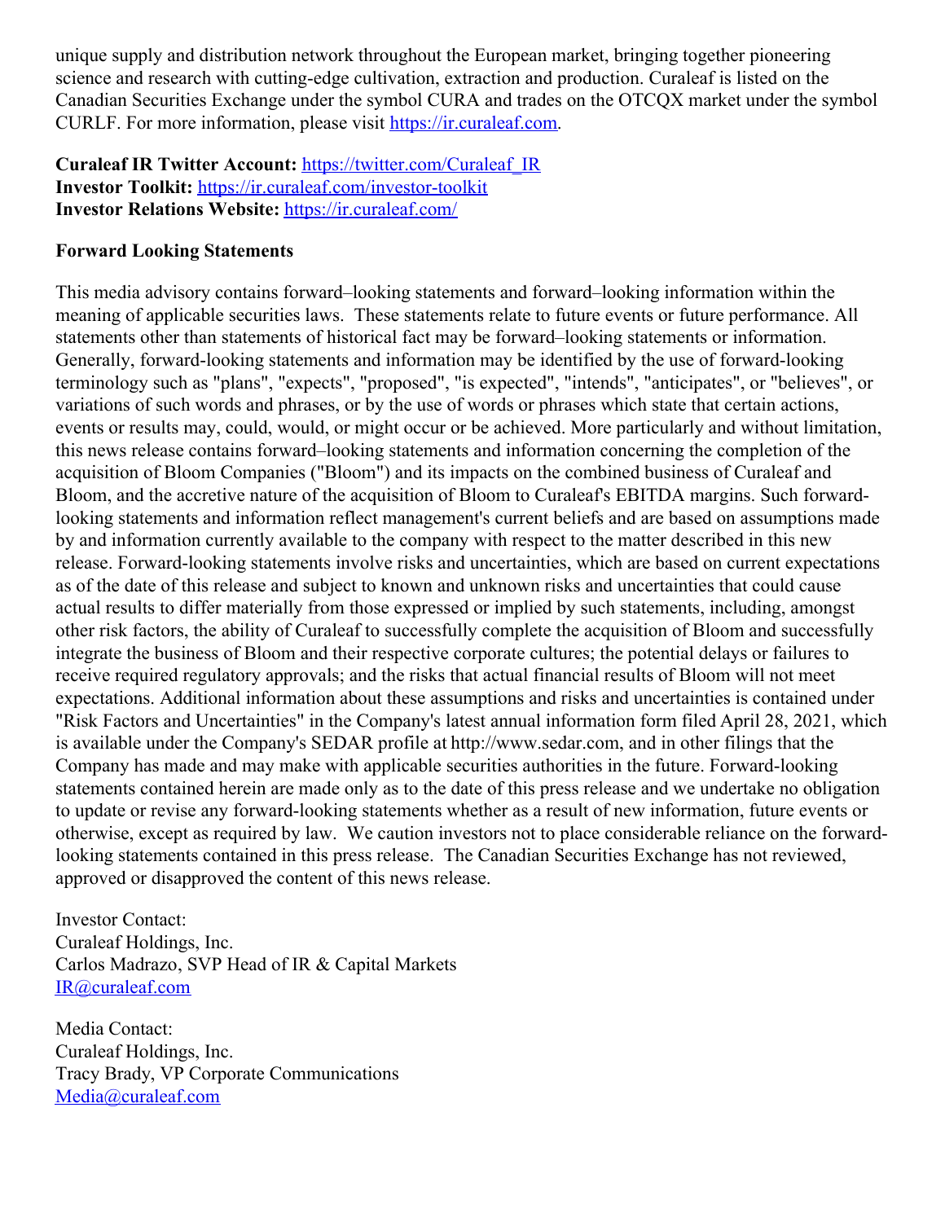unique supply and distribution network throughout the European market, bringing together pioneering science and research with cutting-edge cultivation, extraction and production. Curaleaf is listed on the Canadian Securities Exchange under the symbol CURA and trades on the OTCQX market under the symbol CURLF. For more information, please visit [https://ir.curaleaf.com](https://ir.curaleaf.com).

**Curaleaf IR Twitter Account:** [https://twitter.com/Curaleaf_IR](https://twitter.com/Curaleaf_IR)
**Investor Toolkit:** [https://ir.curaleaf.com/investor-toolkit](https://ir.curaleaf.com/investor-toolkit)
**Investor Relations Website:** [https://ir.curaleaf.com/](https://ir.curaleaf.com/)

**Forward Looking Statements**

This media advisory contains forward–looking statements and forward–looking information within the meaning of applicable securities laws. These statements relate to future events or future performance. All statements other than statements of historical fact may be forward–looking statements or information. Generally, forward-looking statements and information may be identified by the use of forward-looking terminology such as "plans", "expects", "proposed", "is expected", "intends", "anticipates", or "believes", or variations of such words and phrases, or by the use of words or phrases which state that certain actions, events or results may, could, would, or might occur or be achieved. More particularly and without limitation, this news release contains forward–looking statements and information concerning the completion of the acquisition of Bloom Companies ("Bloom") and its impacts on the combined business of Curaleaf and Bloom, and the accretive nature of the acquisition of Bloom to Curaleaf's EBITDA margins. Such forward-looking statements and information reflect management's current beliefs and are based on assumptions made by and information currently available to the company with respect to the matter described in this new release. Forward-looking statements involve risks and uncertainties, which are based on current expectations as of the date of this release and subject to known and unknown risks and uncertainties that could cause actual results to differ materially from those expressed or implied by such statements, including, amongst other risk factors, the ability of Curaleaf to successfully complete the acquisition of Bloom and successfully integrate the business of Bloom and their respective corporate cultures; the potential delays or failures to receive required regulatory approvals; and the risks that actual financial results of Bloom will not meet expectations. Additional information about these assumptions and risks and uncertainties is contained under "Risk Factors and Uncertainties" in the Company's latest annual information form filed April 28, 2021, which is available under the Company's SEDAR profile at http://www.sedar.com, and in other filings that the Company has made and may make with applicable securities authorities in the future. Forward-looking statements contained herein are made only as to the date of this press release and we undertake no obligation to update or revise any forward-looking statements whether as a result of new information, future events or otherwise, except as required by law. We caution investors not to place considerable reliance on the forward-looking statements contained in this press release. The Canadian Securities Exchange has not reviewed, approved or disapproved the content of this news release.

Investor Contact:
Curaleaf Holdings, Inc.
Carlos Madrazo, SVP Head of IR & Capital Markets
[IR@curaleaf.com](mailto:IR@curaleaf.com)

Media Contact:
Curaleaf Holdings, Inc.
Tracy Brady, VP Corporate Communications
[Media@curaleaf.com](mailto:Media@curaleaf.com)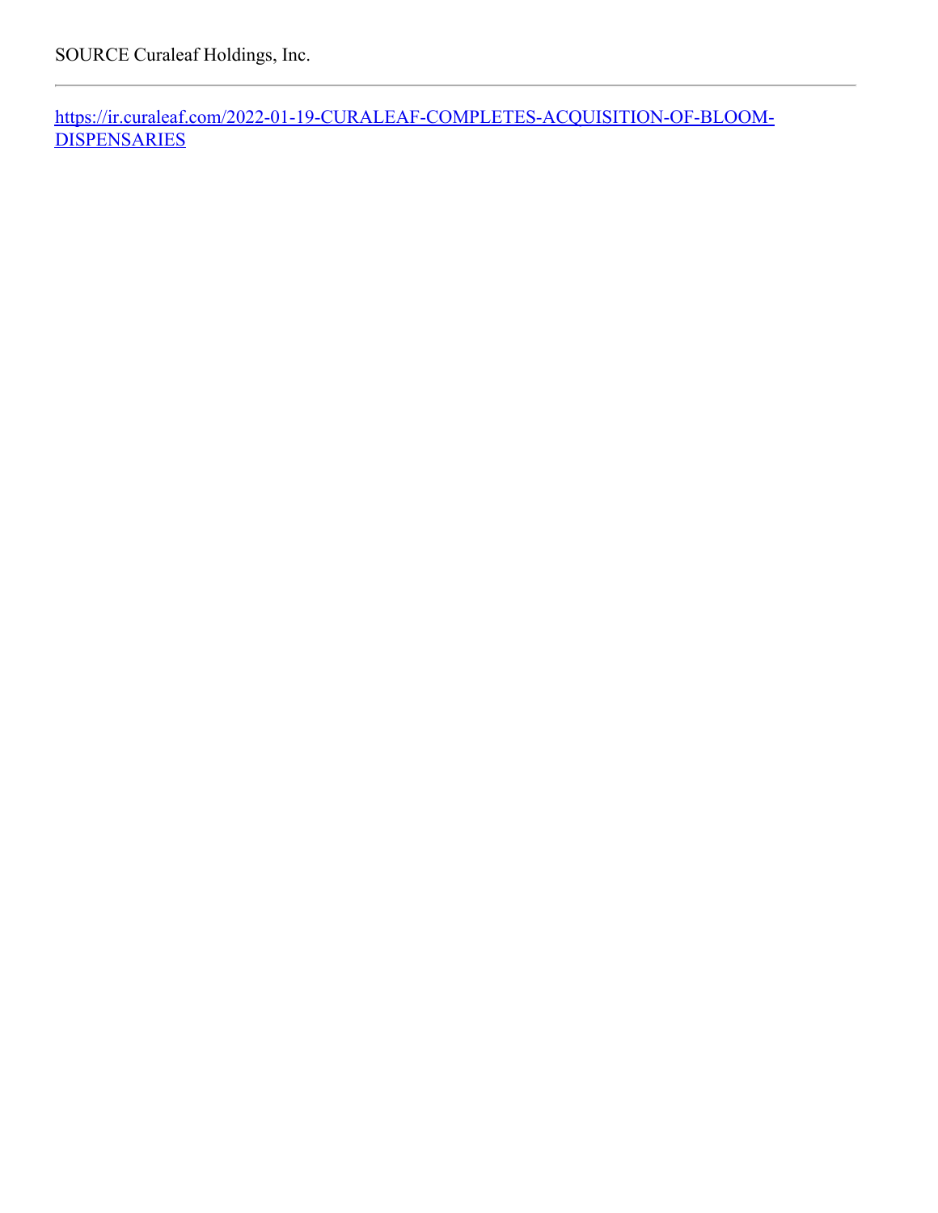SOURCE Curaleaf Holdings, Inc.

---

[https://ir.curaleaf.com/2022-01-19-CURALEAF-COMPLETES-ACQUISITION-OF-BLOOM-DISPENSARIES](https://ir.curaleaf.com/2022-01-19-CURALEAF-COMPLETES-ACQUISITION-OF-BLOOM-DISPENSARIES)